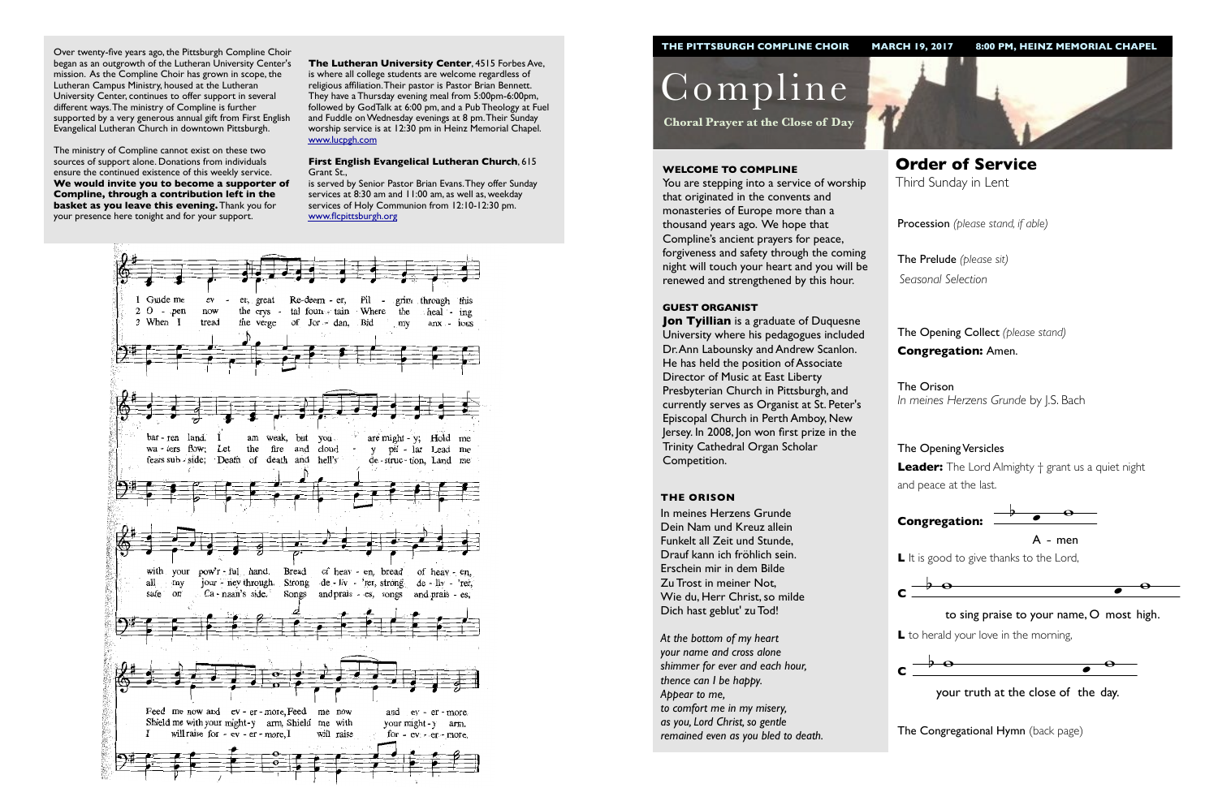Over twenty-five years ago, the Pittsburgh Compline Choir began as an outgrowth of the Lutheran University Center's mission. As the Compline Choir has grown in scope, the Lutheran Campus Ministry, housed at the Lutheran University Center, continues to offer support in several different ways. The ministry of Compline is further supported by a very generous annual gift from First English Evangelical Lutheran Church in downtown Pittsburgh.

The ministry of Compline cannot exist on these two sources of support alone. Donations from individuals ensure the continued existence of this weekly service. **We would invite you to become a supporter of Compline, through a contribution left in the basket as you leave this evening.** Thank you for your presence here tonight and for your support.

**The Lutheran University Center**, 4515 Forbes Ave, is where all college students are welcome regardless of religious affiliation. Their pastor is Pastor Brian Bennett. They have a Thursday evening meal from 5:00pm-6:00pm, followed by GodTalk at 6:00 pm, and a Pub Theology at Fuel and Fuddle on Wednesday evenings at 8 pm. Their Sunday worship service is at 12:30 pm in Heinz Memorial Chapel. www.lucpgh.com

**First English Evangelical Lutheran Church**, 615 Grant St., is served by Senior Pastor Brian Evans. They offer Sunday services at 8:30 am and 11:00 am, as well as, weekday services of Holy Communion from 12:10-12:30 pm. www.flcpittsburgh.org

1 Guide me ever, great Redeemer, Pilgrim through this barren land. I am weak, but you are mighty; Hold me with your pow'rful hand. Bread of heaven, bread of heaven, Feed me now and evermore, Feed me now and evermore.

2 O pen now the crystal fountain Where the healing waters flow; Let the fire and cloudy pillar Lead me all my journey through. Strong deliv'rer, strong deliv'rer, Shield me with your mighty arm, Shield me with your mighty arm.

3 When I tread the verge of Jordan, Bid my anxious fears subside; Death of death and hell's destruction, Land me safe on Canaan's side. Songs and praises, songs and praises I will raise forevermore, I will raise forevermore.

**THE PITTSBURGH COMPLINE CHOIR** **MARCH 19, 2017** **8:00 PM, HEINZ MEMORIAL CHAPEL**

# Compline

**Choral Prayer at the Close of Day**

### WELCOME TO COMPLINE

You are stepping into a service of worship that originated in the convents and monasteries of Europe more than a thousand years ago. We hope that Compline's ancient prayers for peace, forgiveness and safety through the coming night will touch your heart and you will be renewed and strengthened by this hour.

### GUEST ORGANIST

**Jon Tyillian** is a graduate of Duquesne University where his pedagogues included Dr. Ann Labounsky and Andrew Scanlon. He has held the position of Associate Director of Music at East Liberty Presbyterian Church in Pittsburgh, and currently serves as Organist at St. Peter's Episcopal Church in Perth Amboy, New Jersey. In 2008, Jon won first prize in the Trinity Cathedral Organ Scholar Competition.

### THE ORISON

In meines Herzens Grunde
Dein Nam und Kreuz allein
Funkelt all Zeit und Stunde,
Drauf kann ich fröhlich sein.
Erschein mir in dem Bilde
Zu Trost in meiner Not,
Wie du, Herr Christ, so milde
Dich hast geblut' zu Tod!

*At the bottom of my heart*
*your name and cross alone*
*shimmer for ever and each hour,*
*thence can I be happy.*
*Appear to me,*
*to comfort me in my misery,*
*as you, Lord Christ, so gentle*
*remained even as you bled to death.*

## Order of Service

Third Sunday in Lent

Procession *(please stand, if able)*

The Prelude *(please sit)*
*Seasonal Selection*

The Opening Collect *(please stand)*
**Congregation:** Amen.

The Orison
*In meines Herzens Grunde* by J.S. Bach

The Opening Versicles

**Leader:** The Lord Almighty † grant us a quiet night and peace at the last.

**Congregation:** A - men

**L** It is good to give thanks to the Lord,

**C** to sing praise to your name, O most high.

**L** to herald your love in the morning,

**C** your truth at the close of the day.

The Congregational Hymn (back page)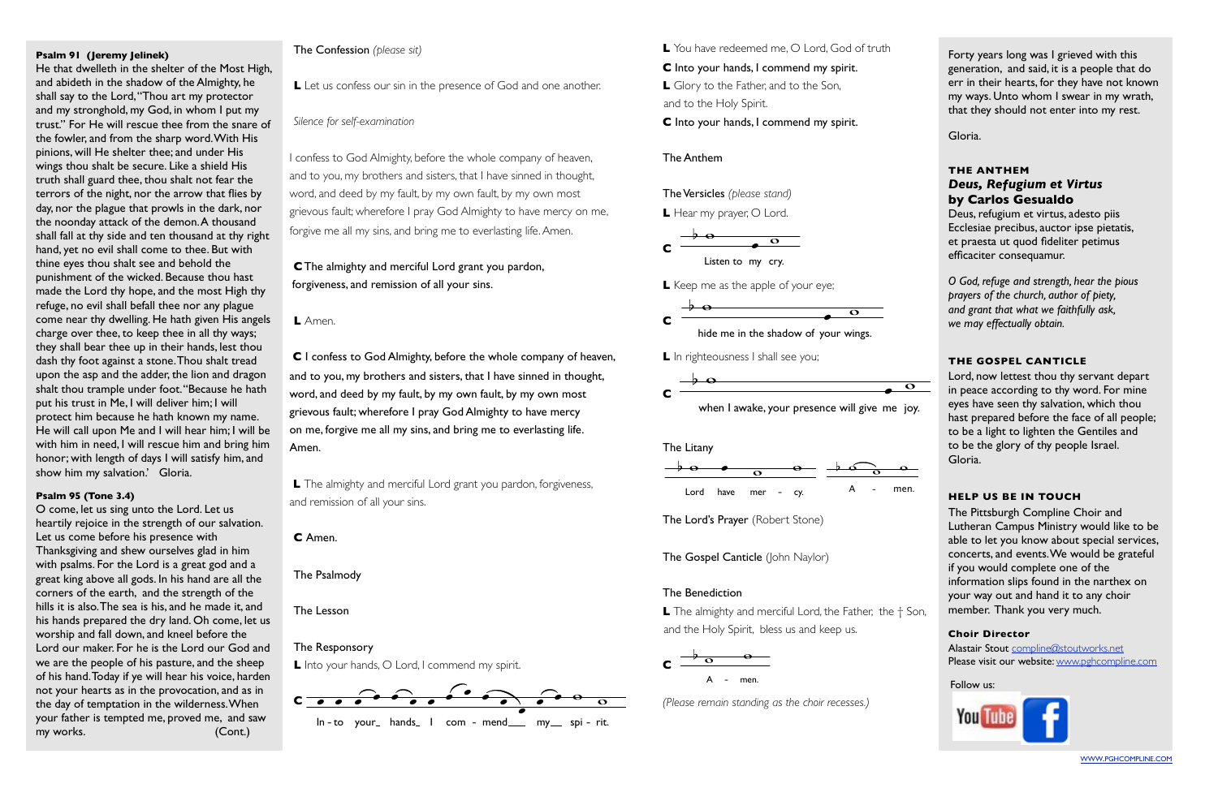**Psalm 91 (Jeremy Jelinek)**
He that dwelleth in the shelter of the Most High, and abideth in the shadow of the Almighty, he shall say to the Lord, "Thou art my protector and my stronghold, my God, in whom I put my trust." For He will rescue thee from the snare of the fowler, and from the sharp word. With His pinions, will He shelter thee; and under His wings thou shalt be secure. Like a shield His truth shall guard thee, thou shalt not fear the terrors of the night, nor the arrow that flies by day, nor the plague that prowls in the dark, nor the noonday attack of the demon. A thousand shall fall at thy side and ten thousand at thy right hand, yet no evil shall come to thee. But with thine eyes thou shalt see and behold the punishment of the wicked. Because thou hast made the Lord thy hope, and the most High thy refuge, no evil shall befall thee nor any plague come near thy dwelling. He hath given His angels charge over thee, to keep thee in all thy ways; they shall bear thee up in their hands, lest thou dash thy foot against a stone. Thou shalt tread upon the asp and the adder, the lion and dragon shalt thou trample under foot. "Because he hath put his trust in Me, I will deliver him; I will protect him because he hath known my name. He will call upon Me and I will hear him; I will be with him in need, I will rescue him and bring him honor; with length of days I will satisfy him, and show him my salvation.' Gloria.

**Psalm 95 (Tone 3.4)**
O come, let us sing unto the Lord. Let us heartily rejoice in the strength of our salvation. Let us come before his presence with Thanksgiving and shew ourselves glad in him with psalms. For the Lord is a great god and a great king above all gods. In his hand are all the corners of the earth, and the strength of the hills it is also. The sea is his, and he made it, and his hands prepared the dry land. Oh come, let us worship and fall down, and kneel before the Lord our maker. For he is the Lord our God and we are the people of his pasture, and the sheep of his hand. Today if ye will hear his voice, harden not your hearts as in the provocation, and as in the day of temptation in the wilderness. When your father is tempted me, proved me, and saw my works. (Cont.)

The Confession *(please sit)*

**L** Let us confess our sin in the presence of God and one another.

*Silence for self-examination*

I confess to God Almighty, before the whole company of heaven, and to you, my brothers and sisters, that I have sinned in thought, word, and deed by my fault, by my own fault, by my own most grievous fault; wherefore I pray God Almighty to have mercy on me, forgive me all my sins, and bring me to everlasting life. Amen.

**C** The almighty and merciful Lord grant you pardon, forgiveness, and remission of all your sins.

**L** Amen.

**C** I confess to God Almighty, before the whole company of heaven, and to you, my brothers and sisters, that I have sinned in thought, word, and deed by my fault, by my fault, by my own most grievous fault; wherefore I pray God Almighty to have mercy on me, forgive me all my sins, and bring me to everlasting life. Amen.

**L** The almighty and merciful Lord grant you pardon, forgiveness, and remission of all your sins.

**C** Amen.

The Psalmody

The Lesson

The Responsory
**L** Into your hands, O Lord, I commend my spirit.

**C** In - to your_ hands_ I com - mend___ my__ spi - rit.

**L** You have redeemed me, O Lord, God of truth
**C** Into your hands, I commend my spirit.
**L** Glory to the Father, and to the Son, and to the Holy Spirit.
**C** Into your hands, I commend my spirit.

The Anthem

The Versicles *(please stand)*
**L** Hear my prayer, O Lord.

**C** Listen to my cry.

**L** Keep me as the apple of your eye;

**C** hide me in the shadow of your wings.

**L** In righteousness I shall see you;

**C** when I awake, your presence will give me joy.

The Litany

Lord have mer - cy. A - men.

The Lord's Prayer (Robert Stone)

The Gospel Canticle (John Naylor)

The Benediction
**L** The almighty and merciful Lord, the Father, the † Son, and the Holy Spirit, bless us and keep us.

**C** A - men.

*(Please remain standing as the choir recesses.)*

Forty years long was I grieved with this generation, and said, it is a people that do err in their hearts, for they have not known my ways. Unto whom I swear in my wrath, that they should not enter into my rest.

Gloria.

**THE ANTHEM**
***Deus, Refugium et Virtus* by Carlos Gesualdo**
Deus, refugium et virtus, adesto piis Ecclesiae precibus, auctor ipse pietatis, et praesta ut quod fideliter petimus efficaciter consequamur.

*O God, refuge and strength, hear the pious prayers of the church, author of piety, and grant that what we faithfully ask, we may effectually obtain.*

**THE GOSPEL CANTICLE**
Lord, now lettest thou thy servant depart in peace according to thy word. For mine eyes have seen thy salvation, which thou hast prepared before the face of all people; to be a light to lighten the Gentiles and to be the glory of thy people Israel. Gloria.

**HELP US BE IN TOUCH**
The Pittsburgh Compline Choir and Lutheran Campus Ministry would like to be able to let you know about special services, concerts, and events. We would be grateful if you would complete one of the information slips found in the narthex on your way out and hand it to any choir member. Thank you very much.

**Choir Director**
Alastair Stout compline@stoutworks.net
Please visit our website: www.pghcompline.com

Follow us:

WWW.PGHCOMPLINE.COM